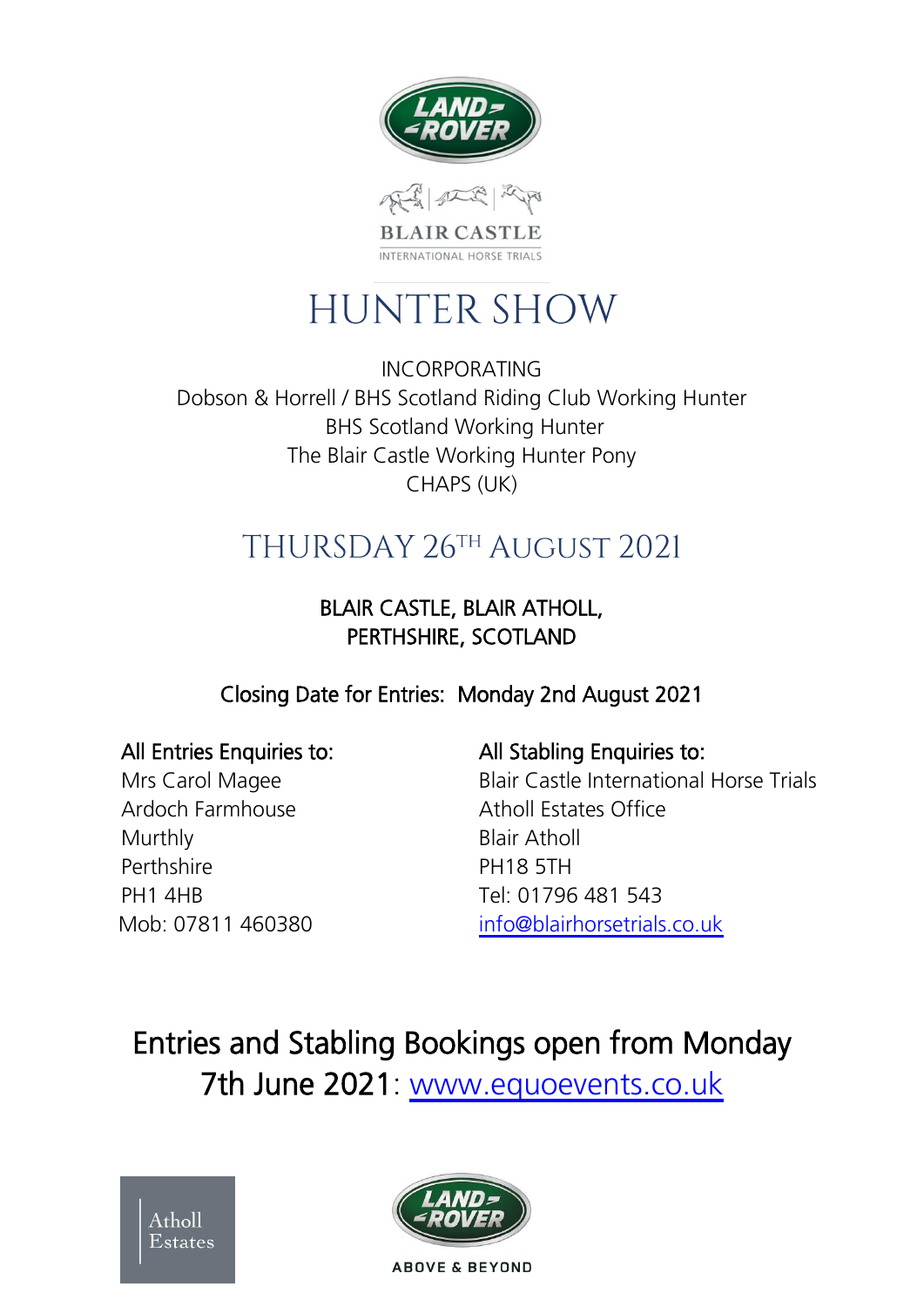LAND ROVER

BLAIR CASTLE

INTERNATIONAL HORSE TRIALS

# HUNTER SHOW

INCORPORATING
Dobson & Horrell / BHS Scotland Riding Club Working Hunter
BHS Scotland Working Hunter
The Blair Castle Working Hunter Pony
CHAPS (UK)

## THURSDAY 26TH AUGUST 2021

BLAIR CASTLE, BLAIR ATHOLL,
PERTHSHIRE, SCOTLAND

Closing Date for Entries: Monday 2nd August 2021

All Entries Enquiries to:
Mrs Carol Magee
Ardoch Farmhouse
Murthly
Perthshire
PH1 4HB
Mob: 07811 460380

All Stabling Enquiries to:
Blair Castle International Horse Trials
Atholl Estates Office
Blair Atholl
PH18 5TH
Tel: 01796 481 543
info@blairhorsetrials.co.uk

## Entries and Stabling Bookings open from Monday 7th June 2021: www.equoevents.co.uk

Atholl Estates

LAND ROVER

ABOVE & BEYOND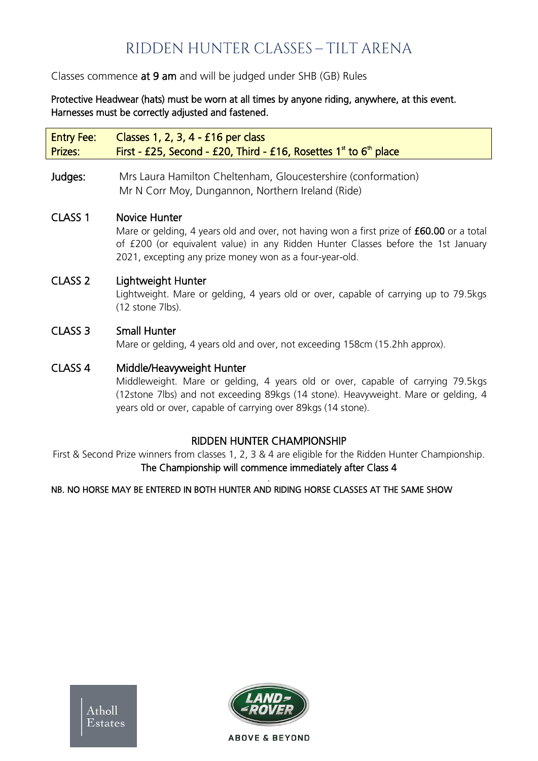# RIDDEN HUNTER CLASSES – TILT ARENA

Classes commence **at 9 am** and will be judged under SHB (GB) Rules

**Protective Headwear (hats) must be worn at all times by anyone riding, anywhere, at this event. Harnesses must be correctly adjusted and fastened.**

| Entry Fee: | Classes 1, 2, 3, 4 - £16 per class |
| --- | --- |
| Prizes: | First - £25, Second - £20, Third - £16, Rosettes 1st to 6th place |

**Judges:** Mrs Laura Hamilton Cheltenham, Gloucestershire (conformation)
Mr N Corr Moy, Dungannon, Northern Ireland (Ride)

**CLASS 1** **Novice Hunter**
Mare or gelding, 4 years old and over, not having won a first prize of **£60.00** or a total of £200 (or equivalent value) in any Ridden Hunter Classes before the 1st January 2021, excepting any prize money won as a four-year-old.

**CLASS 2** **Lightweight Hunter**
Lightweight. Mare or gelding, 4 years old or over, capable of carrying up to 79.5kgs (12 stone 7lbs).

**CLASS 3** **Small Hunter**
Mare or gelding, 4 years old and over, not exceeding 158cm (15.2hh approx).

**CLASS 4** **Middle/Heavyweight Hunter**
Middleweight. Mare or gelding, 4 years old or over, capable of carrying 79.5kgs (12stone 7lbs) and not exceeding 89kgs (14 stone). Heavyweight. Mare or gelding, 4 years old or over, capable of carrying over 89kgs (14 stone).

## RIDDEN HUNTER CHAMPIONSHIP

First & Second Prize winners from classes 1, 2, 3 & 4 are eligible for the Ridden Hunter Championship.
**The Championship will commence immediately after Class 4**

**NB. NO HORSE MAY BE ENTERED IN BOTH HUNTER AND RIDING HORSE CLASSES AT THE SAME SHOW**

Atholl Estates

LAND ROVER ABOVE & BEYOND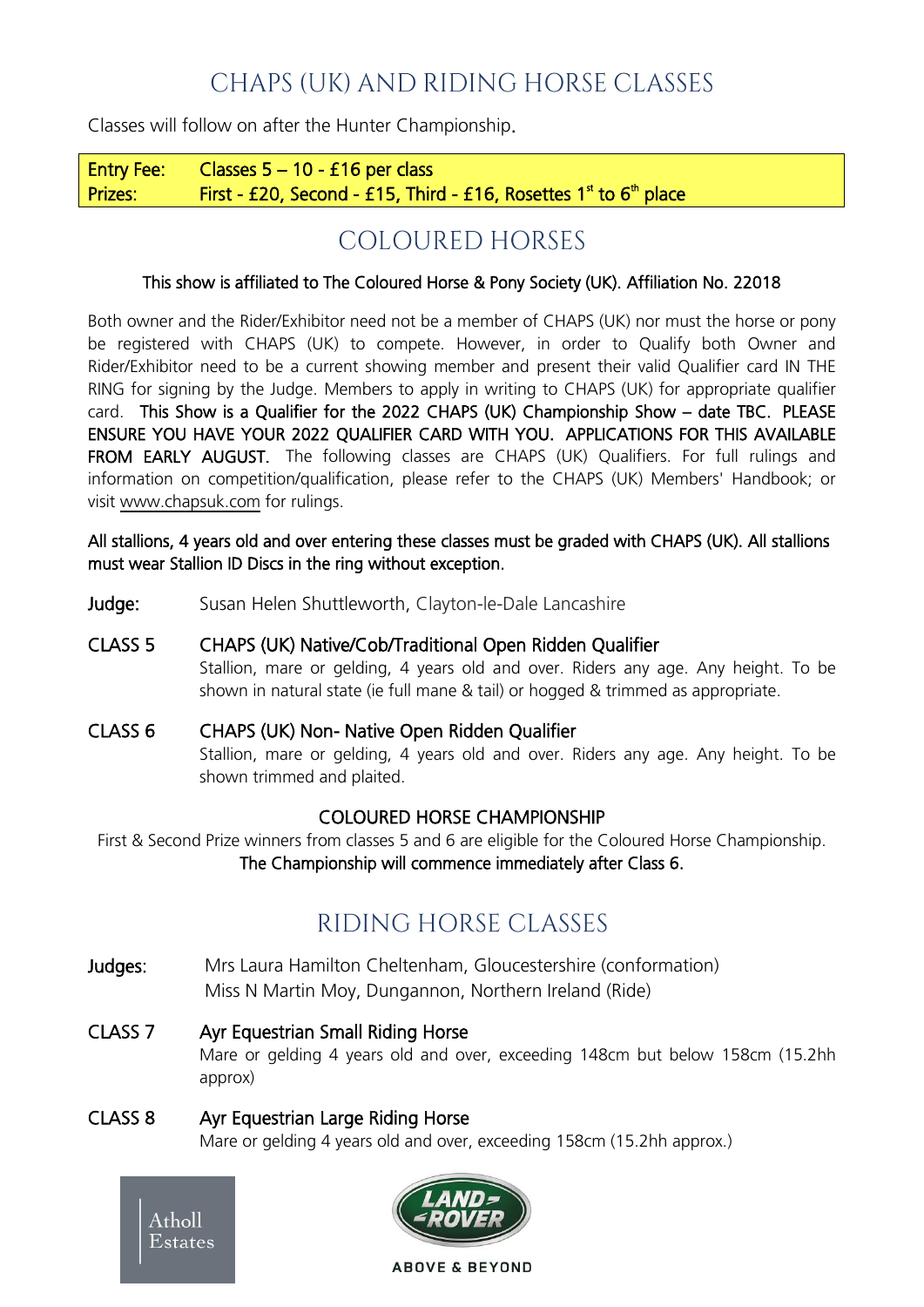# CHAPS (UK) AND RIDING HORSE CLASSES

Classes will follow on after the Hunter Championship.

| | |
|---|---|
| **Entry Fee:** | **Classes 5 – 10 - £16 per class** |
| **Prizes:** | **First - £20, Second - £15, Third - £16, Rosettes 1st to 6th place** |

## COLOURED HORSES

**This show is affiliated to The Coloured Horse & Pony Society (UK). Affiliation No. 22018**

Both owner and the Rider/Exhibitor need not be a member of CHAPS (UK) nor must the horse or pony be registered with CHAPS (UK) to compete. However, in order to Qualify both Owner and Rider/Exhibitor need to be a current showing member and present their valid Qualifier card IN THE RING for signing by the Judge. Members to apply in writing to CHAPS (UK) for appropriate qualifier card. **This Show is a Qualifier for the 2022 CHAPS (UK) Championship Show – date TBC. PLEASE ENSURE YOU HAVE YOUR 2022 QUALIFIER CARD WITH YOU. APPLICATIONS FOR THIS AVAILABLE FROM EARLY AUGUST.** The following classes are CHAPS (UK) Qualifiers. For full rulings and information on competition/qualification, please refer to the CHAPS (UK) Members' Handbook; or visit www.chapsuk.com for rulings.

**All stallions, 4 years old and over entering these classes must be graded with CHAPS (UK). All stallions must wear Stallion ID Discs in the ring without exception.**

**Judge:** Susan Helen Shuttleworth, Clayton-le-Dale Lancashire

**CLASS 5 CHAPS (UK) Native/Cob/Traditional Open Ridden Qualifier**
Stallion, mare or gelding, 4 years old and over. Riders any age. Any height. To be shown in natural state (ie full mane & tail) or hogged & trimmed as appropriate.

**CLASS 6 CHAPS (UK) Non- Native Open Ridden Qualifier**
Stallion, mare or gelding, 4 years old and over. Riders any age. Any height. To be shown trimmed and plaited.

### COLOURED HORSE CHAMPIONSHIP

First & Second Prize winners from classes 5 and 6 are eligible for the Coloured Horse Championship.
**The Championship will commence immediately after Class 6.**

## RIDING HORSE CLASSES

**Judges:** Mrs Laura Hamilton Cheltenham, Gloucestershire (conformation)
Miss N Martin Moy, Dungannon, Northern Ireland (Ride)

**CLASS 7 Ayr Equestrian Small Riding Horse**
Mare or gelding 4 years old and over, exceeding 148cm but below 158cm (15.2hh approx)

**CLASS 8 Ayr Equestrian Large Riding Horse**
Mare or gelding 4 years old and over, exceeding 158cm (15.2hh approx.)

Atholl Estates

LAND ROVER ABOVE & BEYOND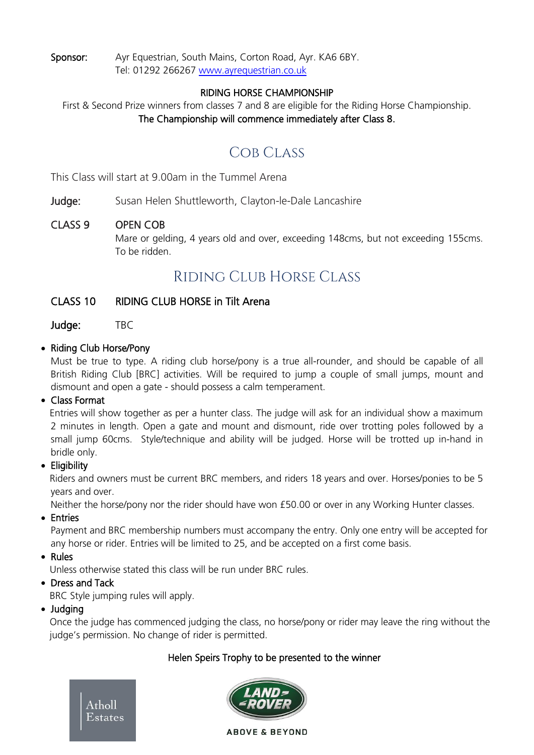**Sponsor:** Ayr Equestrian, South Mains, Corton Road, Ayr. KA6 6BY.
Tel: 01292 266267 www.ayrequestrian.co.uk

**RIDING HORSE CHAMPIONSHIP**

First & Second Prize winners from classes 7 and 8 are eligible for the Riding Horse Championship.
**The Championship will commence immediately after Class 8.**

## Cob Class

This Class will start at 9.00am in the Tummel Arena

**Judge:** Susan Helen Shuttleworth, Clayton-le-Dale Lancashire

**CLASS 9 OPEN COB**
Mare or gelding, 4 years old and over, exceeding 148cms, but not exceeding 155cms. To be ridden.

## Riding Club Horse Class

**CLASS 10 RIDING CLUB HORSE in Tilt Arena**

**Judge:** TBC

- **Riding Club Horse/Pony**
  Must be true to type. A riding club horse/pony is a true all-rounder, and should be capable of all British Riding Club [BRC] activities. Will be required to jump a couple of small jumps, mount and dismount and open a gate - should possess a calm temperament.
- **Class Format**
  Entries will show together as per a hunter class. The judge will ask for an individual show a maximum 2 minutes in length. Open a gate and mount and dismount, ride over trotting poles followed by a small jump 60cms. Style/technique and ability will be judged. Horse will be trotted up in-hand in bridle only.
- **Eligibility**
  Riders and owners must be current BRC members, and riders 18 years and over. Horses/ponies to be 5 years and over.
  Neither the horse/pony nor the rider should have won £50.00 or over in any Working Hunter classes.
- **Entries**
  Payment and BRC membership numbers must accompany the entry. Only one entry will be accepted for any horse or rider. Entries will be limited to 25, and be accepted on a first come basis.
- **Rules**
  Unless otherwise stated this class will be run under BRC rules.
- **Dress and Tack**
  BRC Style jumping rules will apply.
- **Judging**
  Once the judge has commenced judging the class, no horse/pony or rider may leave the ring without the judge's permission. No change of rider is permitted.

**Helen Speirs Trophy to be presented to the winner**

Atholl Estates

LAND ROVER — ABOVE & BEYOND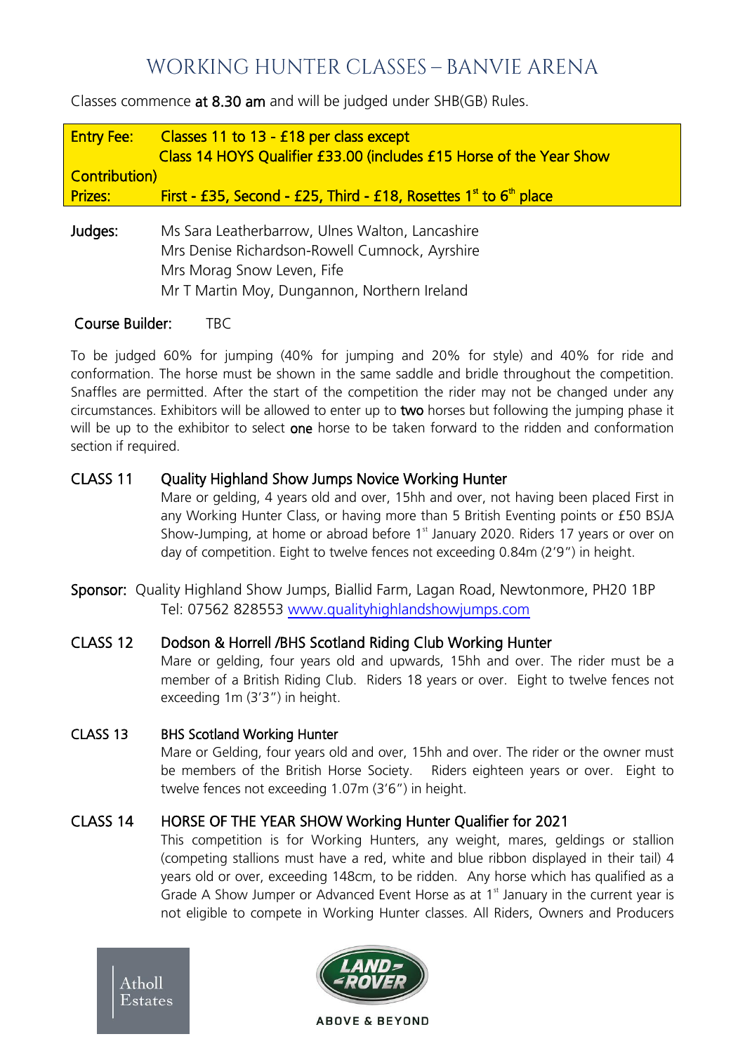# WORKING HUNTER CLASSES – BANVIE ARENA

Classes commence **at 8.30 am** and will be judged under SHB(GB) Rules.

**Entry Fee:** Classes 11 to 13 - £18 per class except
Class 14 HOYS Qualifier £33.00 (includes £15 Horse of the Year Show Contribution)
**Prizes:** First - £35, Second - £25, Third - £18, Rosettes 1st to 6th place

**Judges:**
Ms Sara Leatherbarrow, Ulnes Walton, Lancashire
Mrs Denise Richardson-Rowell Cumnock, Ayrshire
Mrs Morag Snow Leven, Fife
Mr T Martin Moy, Dungannon, Northern Ireland

**Course Builder:** TBC

To be judged 60% for jumping (40% for jumping and 20% for style) and 40% for ride and conformation. The horse must be shown in the same saddle and bridle throughout the competition. Snaffles are permitted. After the start of the competition the rider may not be changed under any circumstances. Exhibitors will be allowed to enter up to **two** horses but following the jumping phase it will be up to the exhibitor to select **one** horse to be taken forward to the ridden and conformation section if required.

## CLASS 11 Quality Highland Show Jumps Novice Working Hunter

Mare or gelding, 4 years old and over, 15hh and over, not having been placed First in any Working Hunter Class, or having more than 5 British Eventing points or £50 BSJA Show-Jumping, at home or abroad before 1st January 2020. Riders 17 years or over on day of competition. Eight to twelve fences not exceeding 0.84m (2'9") in height.

**Sponsor:** Quality Highland Show Jumps, Biallid Farm, Lagan Road, Newtonmore, PH20 1BP
Tel: 07562 828553 www.qualityhighlandshowjumps.com

## CLASS 12 Dodson & Horrell /BHS Scotland Riding Club Working Hunter

Mare or gelding, four years old and upwards, 15hh and over. The rider must be a member of a British Riding Club. Riders 18 years or over. Eight to twelve fences not exceeding 1m (3'3") in height.

## CLASS 13 BHS Scotland Working Hunter

Mare or Gelding, four years old and over, 15hh and over. The rider or the owner must be members of the British Horse Society. Riders eighteen years or over. Eight to twelve fences not exceeding 1.07m (3'6") in height.

## CLASS 14 HORSE OF THE YEAR SHOW Working Hunter Qualifier for 2021

This competition is for Working Hunters, any weight, mares, geldings or stallion (competing stallions must have a red, white and blue ribbon displayed in their tail) 4 years old or over, exceeding 148cm, to be ridden. Any horse which has qualified as a Grade A Show Jumper or Advanced Event Horse as at 1st January in the current year is not eligible to compete in Working Hunter classes. All Riders, Owners and Producers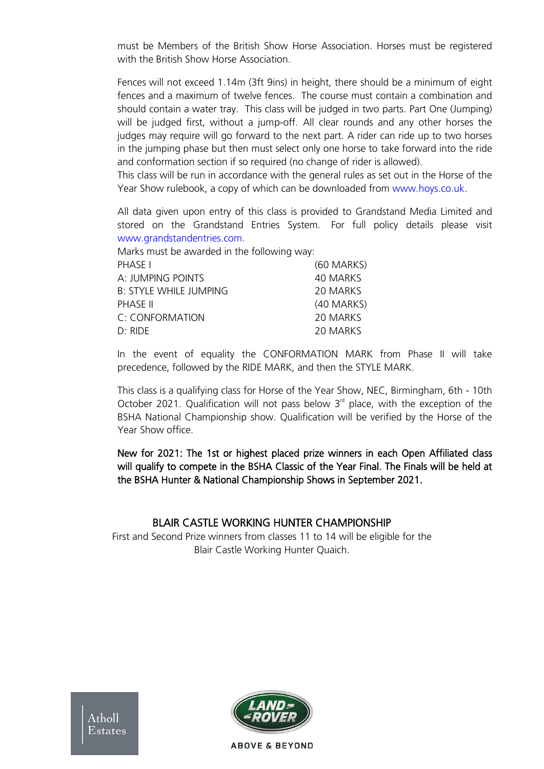must be Members of the British Show Horse Association. Horses must be registered with the British Show Horse Association.

Fences will not exceed 1.14m (3ft 9ins) in height, there should be a minimum of eight fences and a maximum of twelve fences. The course must contain a combination and should contain a water tray. This class will be judged in two parts. Part One (Jumping) will be judged first, without a jump-off. All clear rounds and any other horses the judges may require will go forward to the next part. A rider can ride up to two horses in the jumping phase but then must select only one horse to take forward into the ride and conformation section if so required (no change of rider is allowed).
This class will be run in accordance with the general rules as set out in the Horse of the Year Show rulebook, a copy of which can be downloaded from www.hoys.co.uk.

All data given upon entry of this class is provided to Grandstand Media Limited and stored on the Grandstand Entries System. For full policy details please visit www.grandstandentries.com.

Marks must be awarded in the following way:

| | |
|---|---|
| PHASE I | (60 MARKS) |
| A: JUMPING POINTS | 40 MARKS |
| B: STYLE WHILE JUMPING | 20 MARKS |
| PHASE II | (40 MARKS) |
| C: CONFORMATION | 20 MARKS |
| D: RIDE | 20 MARKS |

In the event of equality the CONFORMATION MARK from Phase II will take precedence, followed by the RIDE MARK, and then the STYLE MARK.

This class is a qualifying class for Horse of the Year Show, NEC, Birmingham, 6th - 10th October 2021. Qualification will not pass below 3rd place, with the exception of the BSHA National Championship show. Qualification will be verified by the Horse of the Year Show office.

**New for 2021: The 1st or highest placed prize winners in each Open Affiliated class will qualify to compete in the BSHA Classic of the Year Final. The Finals will be held at the BSHA Hunter & National Championship Shows in September 2021.**

## BLAIR CASTLE WORKING HUNTER CHAMPIONSHIP

First and Second Prize winners from classes 11 to 14 will be eligible for the Blair Castle Working Hunter Quaich.

Atholl Estates

LAND ROVER

ABOVE & BEYOND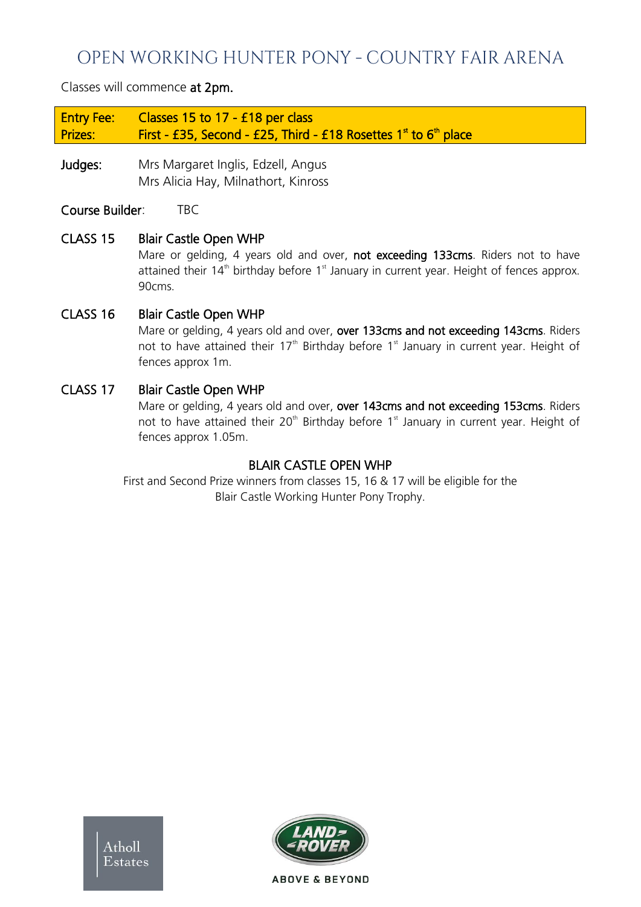# OPEN WORKING HUNTER PONY - COUNTRY FAIR ARENA

Classes will commence **at 2pm.**

| | |
|---|---|
| **Entry Fee:** | **Classes 15 to 17 - £18 per class** |
| **Prizes:** | **First - £35, Second - £25, Third - £18 Rosettes 1st to 6th place** |

**Judges:** Mrs Margaret Inglis, Edzell, Angus
Mrs Alicia Hay, Milnathort, Kinross

**Course Builder**: TBC

**CLASS 15** **Blair Castle Open WHP**
Mare or gelding, 4 years old and over, **not exceeding 133cms**. Riders not to have attained their 14th birthday before 1st January in current year. Height of fences approx. 90cms.

**CLASS 16** **Blair Castle Open WHP**
Mare or gelding, 4 years old and over, **over 133cms and not exceeding 143cms**. Riders not to have attained their 17th Birthday before 1st January in current year. Height of fences approx 1m.

**CLASS 17** **Blair Castle Open WHP**
Mare or gelding, 4 years old and over, **over 143cms and not exceeding 153cms**. Riders not to have attained their 20th Birthday before 1st January in current year. Height of fences approx 1.05m.

**BLAIR CASTLE OPEN WHP**

First and Second Prize winners from classes 15, 16 & 17 will be eligible for the Blair Castle Working Hunter Pony Trophy.

Atholl Estates

LAND ROVER
ABOVE & BEYOND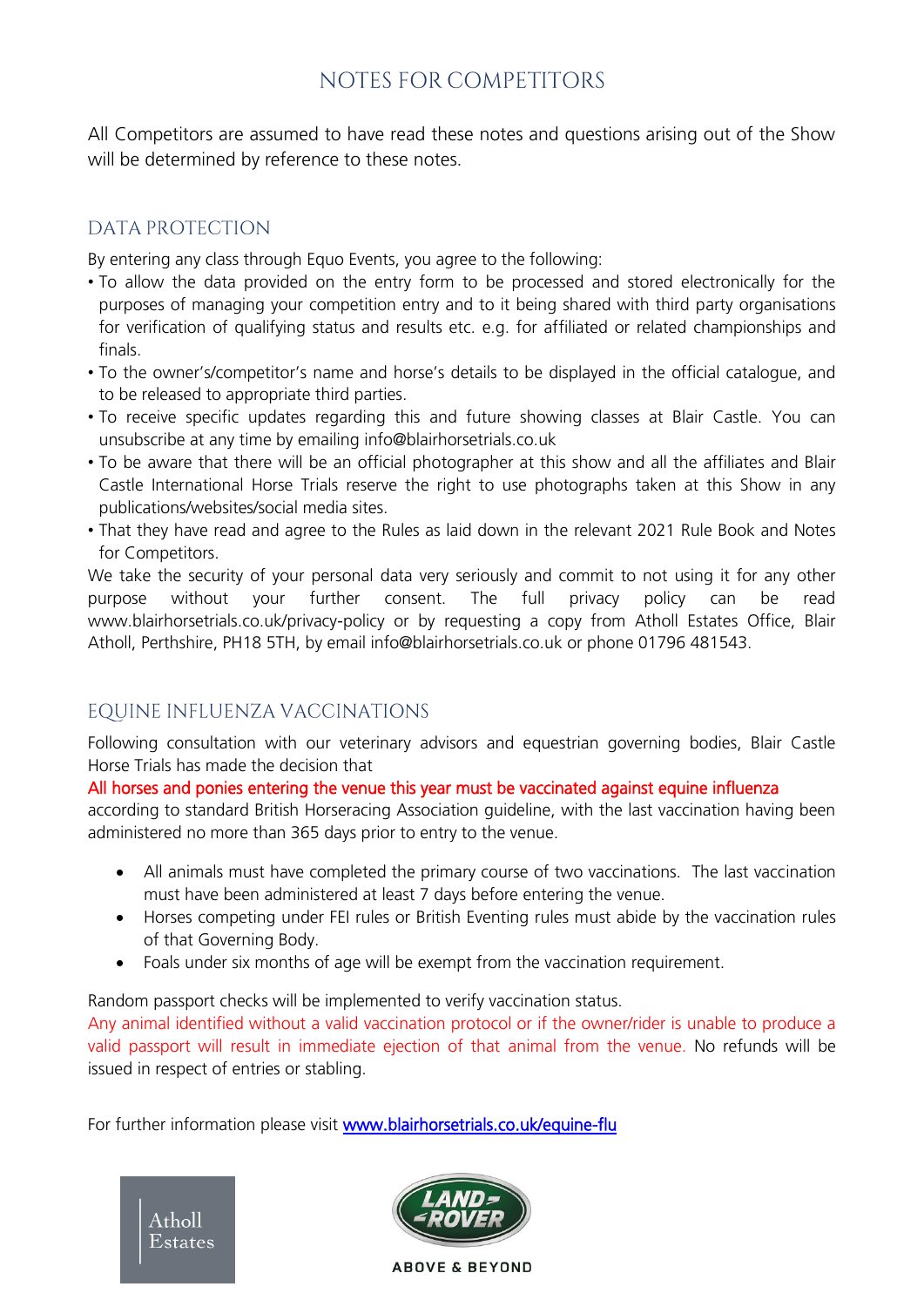# NOTES FOR COMPETITORS

All Competitors are assumed to have read these notes and questions arising out of the Show will be determined by reference to these notes.

## DATA PROTECTION

By entering any class through Equo Events, you agree to the following:

- To allow the data provided on the entry form to be processed and stored electronically for the purposes of managing your competition entry and to it being shared with third party organisations for verification of qualifying status and results etc. e.g. for affiliated or related championships and finals.
- To the owner's/competitor's name and horse's details to be displayed in the official catalogue, and to be released to appropriate third parties.
- To receive specific updates regarding this and future showing classes at Blair Castle. You can unsubscribe at any time by emailing info@blairhorsetrials.co.uk
- To be aware that there will be an official photographer at this show and all the affiliates and Blair Castle International Horse Trials reserve the right to use photographs taken at this Show in any publications/websites/social media sites.
- That they have read and agree to the Rules as laid down in the relevant 2021 Rule Book and Notes for Competitors.

We take the security of your personal data very seriously and commit to not using it for any other purpose without your further consent. The full privacy policy can be read www.blairhorsetrials.co.uk/privacy-policy or by requesting a copy from Atholl Estates Office, Blair Atholl, Perthshire, PH18 5TH, by email info@blairhorsetrials.co.uk or phone 01796 481543.

## EQUINE INFLUENZA VACCINATIONS

Following consultation with our veterinary advisors and equestrian governing bodies, Blair Castle Horse Trials has made the decision that

All horses and ponies entering the venue this year must be vaccinated against equine influenza according to standard British Horseracing Association guideline, with the last vaccination having been administered no more than 365 days prior to entry to the venue.

- All animals must have completed the primary course of two vaccinations. The last vaccination must have been administered at least 7 days before entering the venue.
- Horses competing under FEI rules or British Eventing rules must abide by the vaccination rules of that Governing Body.
- Foals under six months of age will be exempt from the vaccination requirement.

Random passport checks will be implemented to verify vaccination status.

Any animal identified without a valid vaccination protocol or if the owner/rider is unable to produce a valid passport will result in immediate ejection of that animal from the venue. No refunds will be issued in respect of entries or stabling.

For further information please visit www.blairhorsetrials.co.uk/equine-flu

Atholl Estates

LAND ROVER ABOVE & BEYOND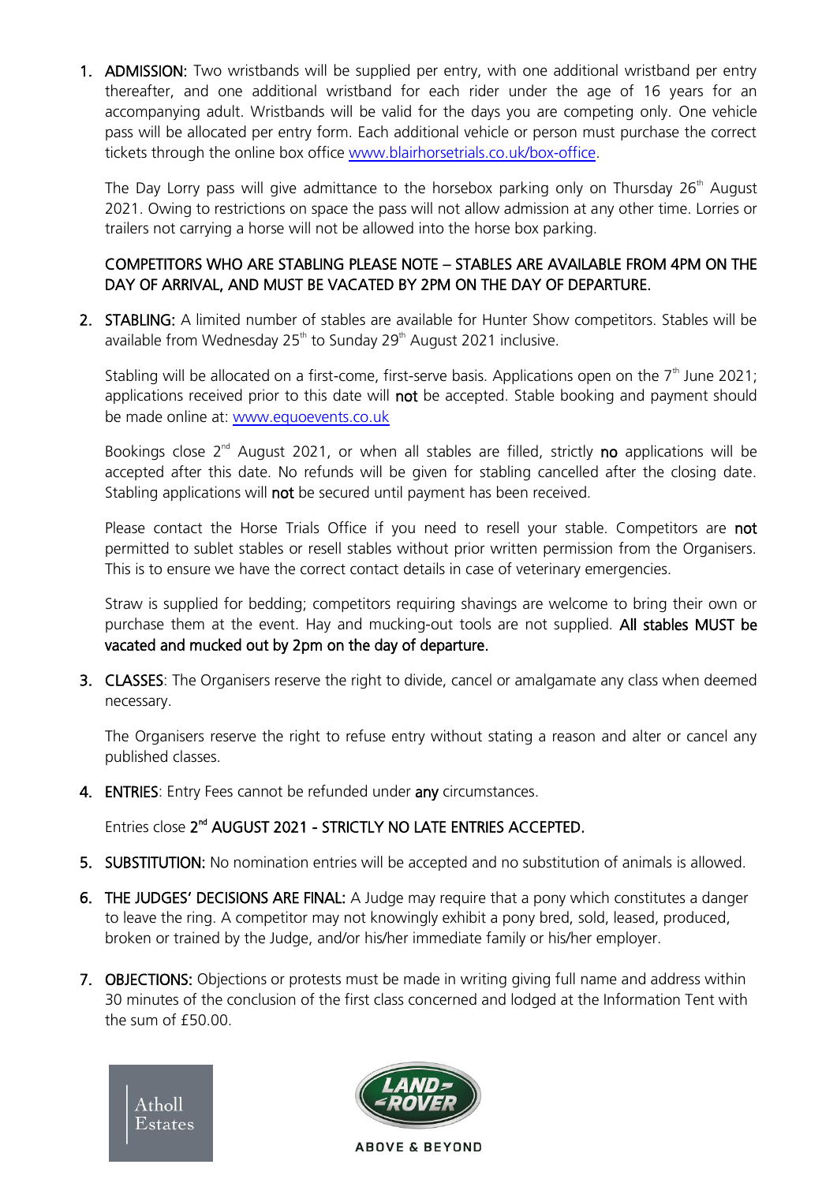1. **ADMISSION:** Two wristbands will be supplied per entry, with one additional wristband per entry thereafter, and one additional wristband for each rider under the age of 16 years for an accompanying adult. Wristbands will be valid for the days you are competing only. One vehicle pass will be allocated per entry form. Each additional vehicle or person must purchase the correct tickets through the online box office [www.blairhorsetrials.co.uk/box-office](www.blairhorsetrials.co.uk/box-office).

   The Day Lorry pass will give admittance to the horsebox parking only on Thursday 26th August 2021. Owing to restrictions on space the pass will not allow admission at any other time. Lorries or trailers not carrying a horse will not be allowed into the horse box parking.

   COMPETITORS WHO ARE STABLING PLEASE NOTE – STABLES ARE AVAILABLE FROM 4PM ON THE DAY OF ARRIVAL, AND MUST BE VACATED BY 2PM ON THE DAY OF DEPARTURE.

2. **STABLING:** A limited number of stables are available for Hunter Show competitors. Stables will be available from Wednesday 25th to Sunday 29th August 2021 inclusive.

   Stabling will be allocated on a first-come, first-serve basis. Applications open on the 7th June 2021; applications received prior to this date will **not** be accepted. Stable booking and payment should be made online at: [www.equoevents.co.uk](www.equoevents.co.uk)

   Bookings close 2nd August 2021, or when all stables are filled, strictly **no** applications will be accepted after this date. No refunds will be given for stabling cancelled after the closing date. Stabling applications will **not** be secured until payment has been received.

   Please contact the Horse Trials Office if you need to resell your stable. Competitors are **not** permitted to sublet stables or resell stables without prior written permission from the Organisers. This is to ensure we have the correct contact details in case of veterinary emergencies.

   Straw is supplied for bedding; competitors requiring shavings are welcome to bring their own or purchase them at the event. Hay and mucking-out tools are not supplied. **All stables MUST be vacated and mucked out by 2pm on the day of departure.**

3. **CLASSES**: The Organisers reserve the right to divide, cancel or amalgamate any class when deemed necessary.

   The Organisers reserve the right to refuse entry without stating a reason and alter or cancel any published classes.

4. **ENTRIES**: Entry Fees cannot be refunded under **any** circumstances.

   Entries close **2nd AUGUST 2021 - STRICTLY NO LATE ENTRIES ACCEPTED.**

5. **SUBSTITUTION:** No nomination entries will be accepted and no substitution of animals is allowed.

6. **THE JUDGES' DECISIONS ARE FINAL:** A Judge may require that a pony which constitutes a danger to leave the ring. A competitor may not knowingly exhibit a pony bred, sold, leased, produced, broken or trained by the Judge, and/or his/her immediate family or his/her employer.

7. **OBJECTIONS:** Objections or protests must be made in writing giving full name and address within 30 minutes of the conclusion of the first class concerned and lodged at the Information Tent with the sum of £50.00.

Atholl Estates

LAND ROVER
ABOVE & BEYOND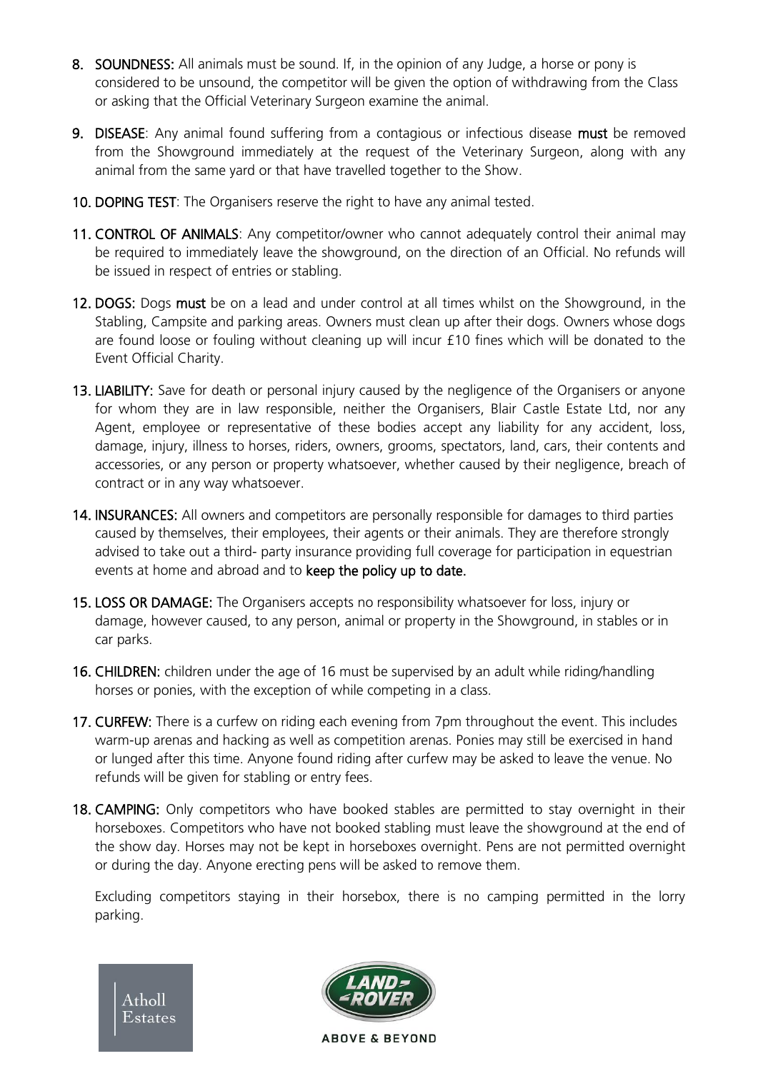8. **SOUNDNESS:** All animals must be sound. If, in the opinion of any Judge, a horse or pony is considered to be unsound, the competitor will be given the option of withdrawing from the Class or asking that the Official Veterinary Surgeon examine the animal.

9. **DISEASE**: Any animal found suffering from a contagious or infectious disease **must** be removed from the Showground immediately at the request of the Veterinary Surgeon, along with any animal from the same yard or that have travelled together to the Show.

10. **DOPING TEST**: The Organisers reserve the right to have any animal tested.

11. **CONTROL OF ANIMALS**: Any competitor/owner who cannot adequately control their animal may be required to immediately leave the showground, on the direction of an Official. No refunds will be issued in respect of entries or stabling.

12. **DOGS:** Dogs **must** be on a lead and under control at all times whilst on the Showground, in the Stabling, Campsite and parking areas. Owners must clean up after their dogs. Owners whose dogs are found loose or fouling without cleaning up will incur £10 fines which will be donated to the Event Official Charity.

13. **LIABILITY:** Save for death or personal injury caused by the negligence of the Organisers or anyone for whom they are in law responsible, neither the Organisers, Blair Castle Estate Ltd, nor any Agent, employee or representative of these bodies accept any liability for any accident, loss, damage, injury, illness to horses, riders, owners, grooms, spectators, land, cars, their contents and accessories, or any person or property whatsoever, whether caused by their negligence, breach of contract or in any way whatsoever.

14. **INSURANCES:** All owners and competitors are personally responsible for damages to third parties caused by themselves, their employees, their agents or their animals. They are therefore strongly advised to take out a third- party insurance providing full coverage for participation in equestrian events at home and abroad and to **keep the policy up to date.**

15. **LOSS OR DAMAGE:** The Organisers accepts no responsibility whatsoever for loss, injury or damage, however caused, to any person, animal or property in the Showground, in stables or in car parks.

16. **CHILDREN:** children under the age of 16 must be supervised by an adult while riding/handling horses or ponies, with the exception of while competing in a class.

17. **CURFEW:** There is a curfew on riding each evening from 7pm throughout the event. This includes warm-up arenas and hacking as well as competition arenas. Ponies may still be exercised in hand or lunged after this time. Anyone found riding after curfew may be asked to leave the venue. No refunds will be given for stabling or entry fees.

18. **CAMPING:** Only competitors who have booked stables are permitted to stay overnight in their horseboxes. Competitors who have not booked stabling must leave the showground at the end of the show day. Horses may not be kept in horseboxes overnight. Pens are not permitted overnight or during the day. Anyone erecting pens will be asked to remove them.

    Excluding competitors staying in their horsebox, there is no camping permitted in the lorry parking.

Atholl Estates

LAND ROVER ABOVE & BEYOND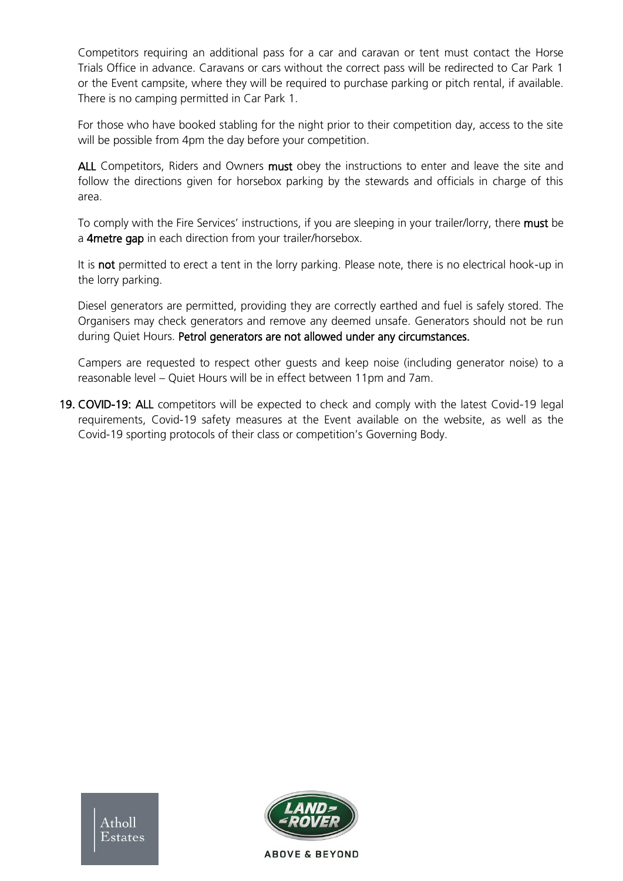Competitors requiring an additional pass for a car and caravan or tent must contact the Horse Trials Office in advance. Caravans or cars without the correct pass will be redirected to Car Park 1 or the Event campsite, where they will be required to purchase parking or pitch rental, if available. There is no camping permitted in Car Park 1.

For those who have booked stabling for the night prior to their competition day, access to the site will be possible from 4pm the day before your competition.

**ALL** Competitors, Riders and Owners **must** obey the instructions to enter and leave the site and follow the directions given for horsebox parking by the stewards and officials in charge of this area.

To comply with the Fire Services' instructions, if you are sleeping in your trailer/lorry, there **must** be a **4metre gap** in each direction from your trailer/horsebox.

It is **not** permitted to erect a tent in the lorry parking. Please note, there is no electrical hook-up in the lorry parking.

Diesel generators are permitted, providing they are correctly earthed and fuel is safely stored. The Organisers may check generators and remove any deemed unsafe. Generators should not be run during Quiet Hours. **Petrol generators are not allowed under any circumstances.**

Campers are requested to respect other guests and keep noise (including generator noise) to a reasonable level – Quiet Hours will be in effect between 11pm and 7am.

**19. COVID-19: ALL** competitors will be expected to check and comply with the latest Covid-19 legal requirements, Covid-19 safety measures at the Event available on the website, as well as the Covid-19 sporting protocols of their class or competition's Governing Body.

Atholl Estates

LAND ROVER

ABOVE & BEYOND